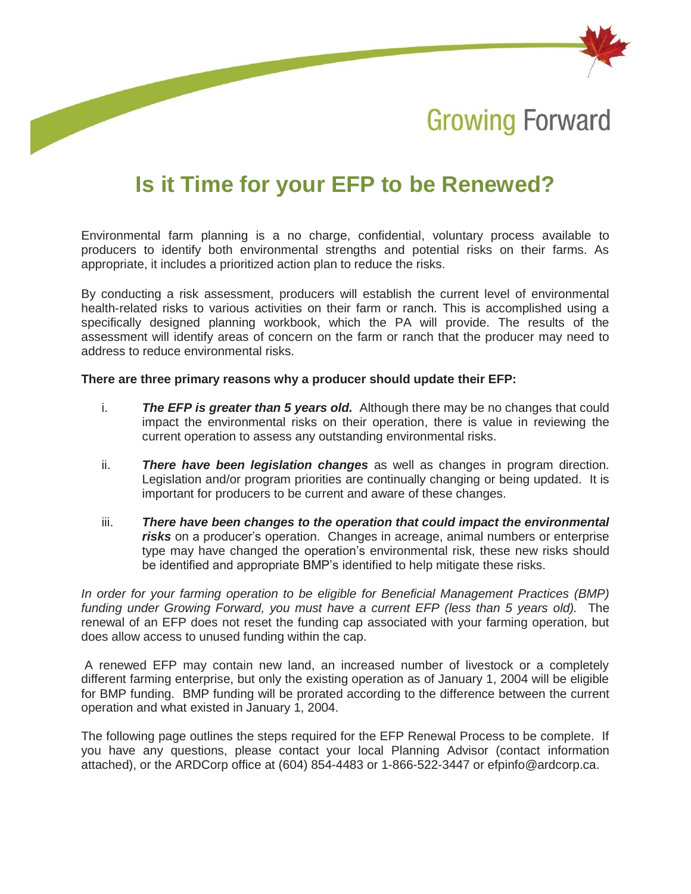Growing Forward

# Is it Time for your EFP to be Renewed?

Environmental farm planning is a no charge, confidential, voluntary process available to producers to identify both environmental strengths and potential risks on their farms. As appropriate, it includes a prioritized action plan to reduce the risks.

By conducting a risk assessment, producers will establish the current level of environmental health-related risks to various activities on their farm or ranch. This is accomplished using a specifically designed planning workbook, which the PA will provide. The results of the assessment will identify areas of concern on the farm or ranch that the producer may need to address to reduce environmental risks.

**There are three primary reasons why a producer should update their EFP:**

i. ***The EFP is greater than 5 years old.*** Although there may be no changes that could impact the environmental risks on their operation, there is value in reviewing the current operation to assess any outstanding environmental risks.

ii. ***There have been legislation changes*** as well as changes in program direction. Legislation and/or program priorities are continually changing or being updated. It is important for producers to be current and aware of these changes.

iii. ***There have been changes to the operation that could impact the environmental risks*** on a producer's operation. Changes in acreage, animal numbers or enterprise type may have changed the operation's environmental risk, these new risks should be identified and appropriate BMP's identified to help mitigate these risks.

*In order for your farming operation to be eligible for Beneficial Management Practices (BMP) funding under Growing Forward, you must have a current EFP (less than 5 years old).* The renewal of an EFP does not reset the funding cap associated with your farming operation, but does allow access to unused funding within the cap.

A renewed EFP may contain new land, an increased number of livestock or a completely different farming enterprise, but only the existing operation as of January 1, 2004 will be eligible for BMP funding. BMP funding will be prorated according to the difference between the current operation and what existed in January 1, 2004.

The following page outlines the steps required for the EFP Renewal Process to be complete. If you have any questions, please contact your local Planning Advisor (contact information attached), or the ARDCorp office at (604) 854-4483 or 1-866-522-3447 or efpinfo@ardcorp.ca.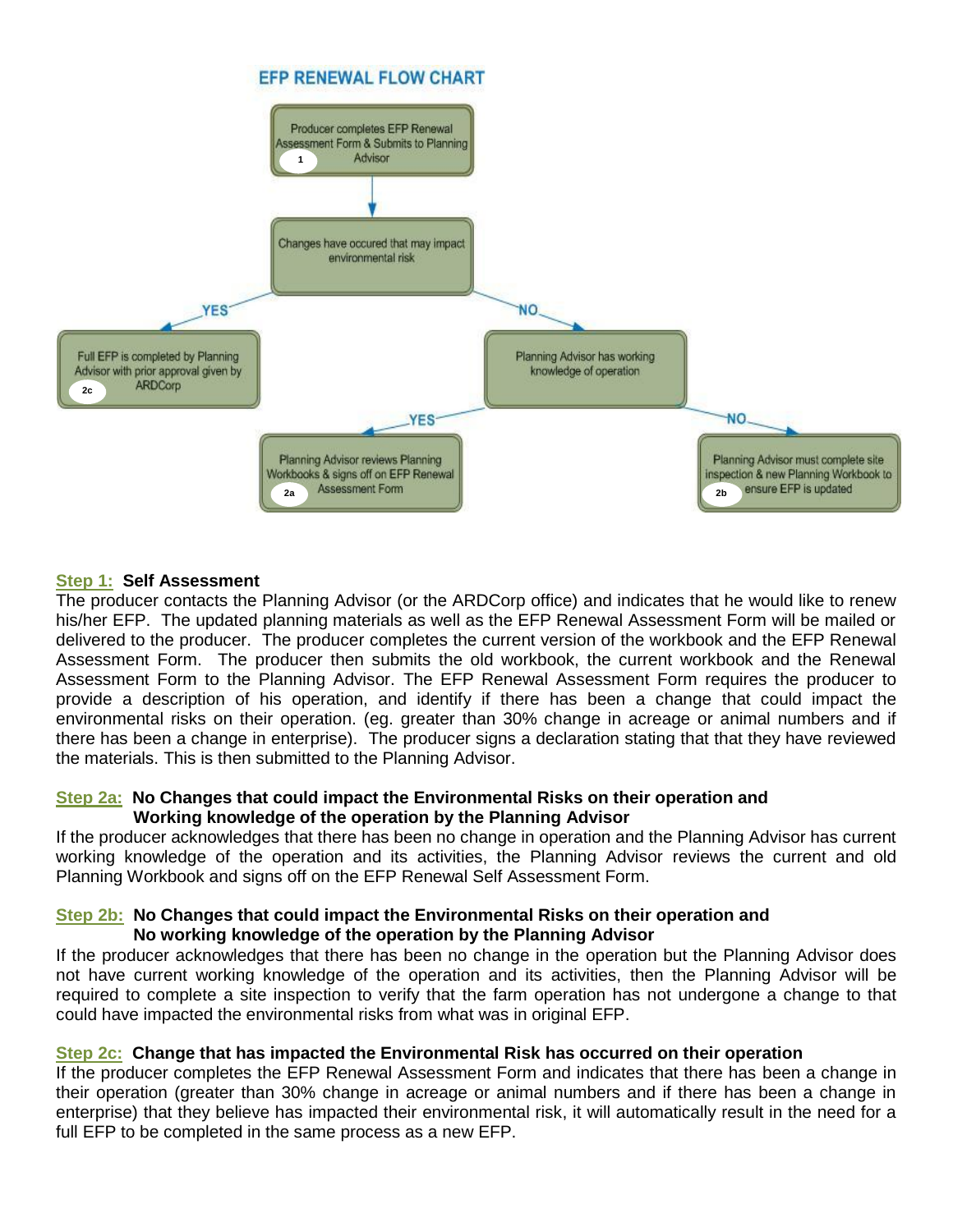## EFP RENEWAL FLOW CHART

Producer completes EFP Renewal Assessment Form & Submits to Planning Advisor (1)

→ Changes have occured that may impact environmental risk

- YES → Full EFP is completed by Planning Advisor with prior approval given by ARDCorp (2c)
- NO → Planning Advisor has working knowledge of operation
  - YES → Planning Advisor reviews Planning Workbooks & signs off on EFP Renewal Assessment Form (2a)
  - NO → Planning Advisor must complete site inspection & new Planning Workbook to ensure EFP is updated (2b)

**Step 1: Self Assessment**

The producer contacts the Planning Advisor (or the ARDCorp office) and indicates that he would like to renew his/her EFP. The updated planning materials as well as the EFP Renewal Assessment Form will be mailed or delivered to the producer. The producer completes the current version of the workbook and the EFP Renewal Assessment Form. The producer then submits the old workbook, the current workbook and the Renewal Assessment Form to the Planning Advisor. The EFP Renewal Assessment Form requires the producer to provide a description of his operation, and identify if there has been a change that could impact the environmental risks on their operation. (eg. greater than 30% change in acreage or animal numbers and if there has been a change in enterprise). The producer signs a declaration stating that that they have reviewed the materials. This is then submitted to the Planning Advisor.

**Step 2a: No Changes that could impact the Environmental Risks on their operation and Working knowledge of the operation by the Planning Advisor**

If the producer acknowledges that there has been no change in operation and the Planning Advisor has current working knowledge of the operation and its activities, the Planning Advisor reviews the current and old Planning Workbook and signs off on the EFP Renewal Self Assessment Form.

**Step 2b: No Changes that could impact the Environmental Risks on their operation and No working knowledge of the operation by the Planning Advisor**

If the producer acknowledges that there has been no change in the operation but the Planning Advisor does not have current working knowledge of the operation and its activities, then the Planning Advisor will be required to complete a site inspection to verify that the farm operation has not undergone a change to that could have impacted the environmental risks from what was in original EFP.

**Step 2c: Change that has impacted the Environmental Risk has occurred on their operation**

If the producer completes the EFP Renewal Assessment Form and indicates that there has been a change in their operation (greater than 30% change in acreage or animal numbers and if there has been a change in enterprise) that they believe has impacted their environmental risk, it will automatically result in the need for a full EFP to be completed in the same process as a new EFP.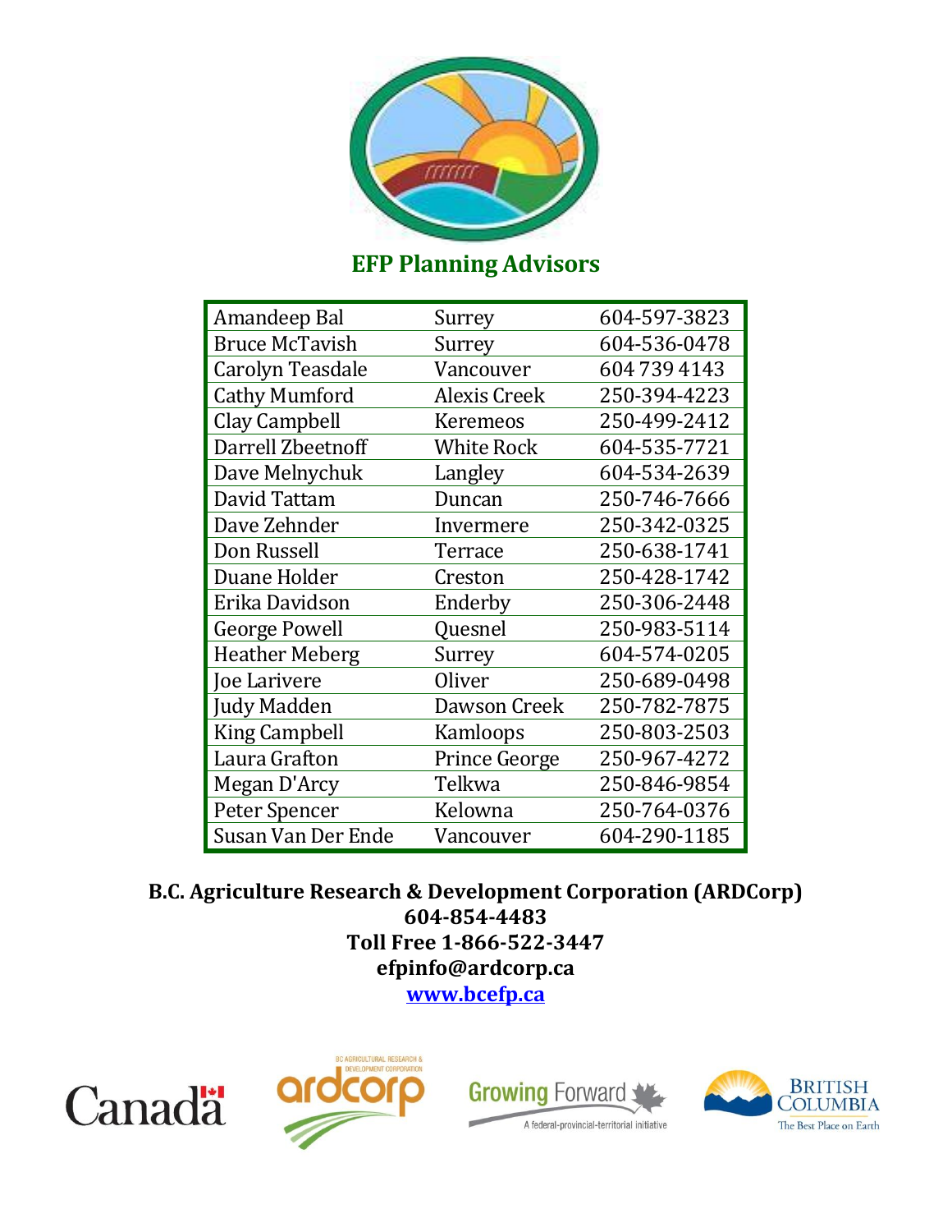## EFP Planning Advisors

| | | |
|---|---|---|
| Amandeep Bal | Surrey | 604-597-3823 |
| Bruce McTavish | Surrey | 604-536-0478 |
| Carolyn Teasdale | Vancouver | 604 739 4143 |
| Cathy Mumford | Alexis Creek | 250-394-4223 |
| Clay Campbell | Keremeos | 250-499-2412 |
| Darrell Zbeetnoff | White Rock | 604-535-7721 |
| Dave Melnychuk | Langley | 604-534-2639 |
| David Tattam | Duncan | 250-746-7666 |
| Dave Zehnder | Invermere | 250-342-0325 |
| Don Russell | Terrace | 250-638-1741 |
| Duane Holder | Creston | 250-428-1742 |
| Erika Davidson | Enderby | 250-306-2448 |
| George Powell | Quesnel | 250-983-5114 |
| Heather Meberg | Surrey | 604-574-0205 |
| Joe Larivere | Oliver | 250-689-0498 |
| Judy Madden | Dawson Creek | 250-782-7875 |
| King Campbell | Kamloops | 250-803-2503 |
| Laura Grafton | Prince George | 250-967-4272 |
| Megan D'Arcy | Telkwa | 250-846-9854 |
| Peter Spencer | Kelowna | 250-764-0376 |
| Susan Van Der Ende | Vancouver | 604-290-1185 |

**B.C. Agriculture Research & Development Corporation (ARDCorp)**
**604-854-4483**
**Toll Free 1-866-522-3447**
**efpinfo@ardcorp.ca**
**www.bcefp.ca**

Canada

BC AGRICULTURAL RESEARCH & DEVELOPMENT CORPORATION ardcorp

Growing Forward — A federal-provincial-territorial initiative

British Columbia — The Best Place on Earth